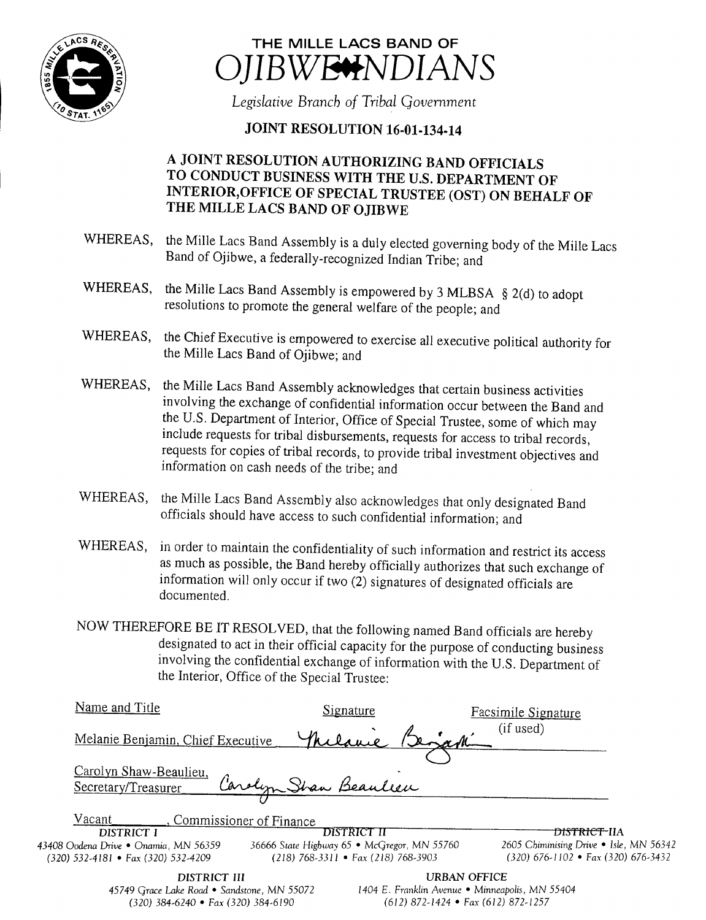# THE MILLE LACS BAND OF OJIBWE INDIANS

*Legislative Branch of Tribal Government*

## JOINT RESOLUTION 16-01-134-14

### A JOINT RESOLUTION AUTHORIZING BAND OFFICIALS TO CONDUCT BUSINESS WITH THE U.S. DEPARTMENT OF INTERIOR,OFFICE OF SPECIAL TRUSTEE (OST) ON BEHALF OF THE MILLE LACS BAND OF OJIBWE

WHEREAS, the Mille Lacs Band Assembly is a duly elected governing body of the Mille Lacs Band of Ojibwe, a federally-recognized Indian Tribe; and

WHEREAS, the Mille Lacs Band Assembly is empowered by 3 MLBSA § 2(d) to adopt resolutions to promote the general welfare of the people; and

WHEREAS, the Chief Executive is empowered to exercise all executive political authority for the Mille Lacs Band of Ojibwe; and

WHEREAS, the Mille Lacs Band Assembly acknowledges that certain business activities involving the exchange of confidential information occur between the Band and the U.S. Department of Interior, Office of Special Trustee, some of which may include requests for tribal disbursements, requests for access to tribal records, requests for copies of tribal records, to provide tribal investment objectives and information on cash needs of the tribe; and

WHEREAS, the Mille Lacs Band Assembly also acknowledges that only designated Band officials should have access to such confidential information; and

WHEREAS, in order to maintain the confidentiality of such information and restrict its access as much as possible, the Band hereby officially authorizes that such exchange of information will only occur if two (2) signatures of designated officials are documented.

NOW THEREFORE BE IT RESOLVED, that the following named Band officials are hereby designated to act in their official capacity for the purpose of conducting business involving the confidential exchange of information with the U.S. Department of the Interior, Office of the Special Trustee:

| Name and Title | Signature | Facsimile Signature (if used) |
|---|---|---|
| Melanie Benjamin, Chief Executive | Melanie Benjamin | |
| Carolyn Shaw-Beaulieu, Secretary/Treasurer | Carolyn Shaw Beaulieu | |
| Vacant, Commissioner of Finance | | |

DISTRICT I
43408 Oodena Drive • Onamia, MN 56359
(320) 532-4181 • Fax (320) 532-4209

DISTRICT II
36666 State Highway 65 • McGregor, MN 55760
(218) 768-3311 • Fax (218) 768-3903

DISTRICT IIA
2605 Chiminising Drive • Isle, MN 56342
(320) 676-1102 • Fax (320) 676-3432

DISTRICT III
45749 Grace Lake Road • Sandstone, MN 55072
(320) 384-6240 • Fax (320) 384-6190

URBAN OFFICE
1404 E. Franklin Avenue • Minneapolis, MN 55404
(612) 872-1424 • Fax (612) 872-1257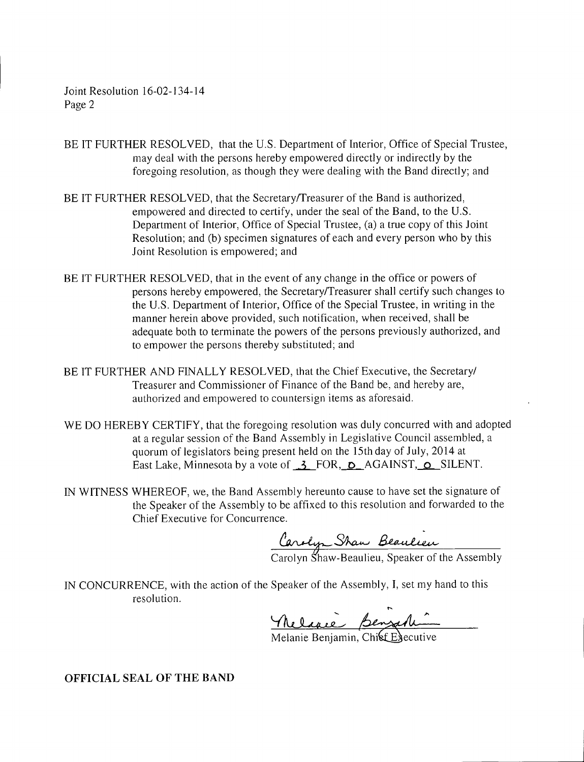Joint Resolution 16-02-134-14
Page 2

BE IT FURTHER RESOLVED, that the U.S. Department of Interior, Office of Special Trustee, may deal with the persons hereby empowered directly or indirectly by the foregoing resolution, as though they were dealing with the Band directly; and

BE IT FURTHER RESOLVED, that the Secretary/Treasurer of the Band is authorized, empowered and directed to certify, under the seal of the Band, to the U.S. Department of Interior, Office of Special Trustee, (a) a true copy of this Joint Resolution; and (b) specimen signatures of each and every person who by this Joint Resolution is empowered; and

BE IT FURTHER RESOLVED, that in the event of any change in the office or powers of persons hereby empowered, the Secretary/Treasurer shall certify such changes to the U.S. Department of Interior, Office of the Special Trustee, in writing in the manner herein above provided, such notification, when received, shall be adequate both to terminate the powers of the persons previously authorized, and to empower the persons thereby substituted; and

BE IT FURTHER AND FINALLY RESOLVED, that the Chief Executive, the Secretary/ Treasurer and Commissioner of Finance of the Band be, and hereby are, authorized and empowered to countersign items as aforesaid.

WE DO HEREBY CERTIFY, that the foregoing resolution was duly concurred with and adopted at a regular session of the Band Assembly in Legislative Council assembled, a quorum of legislators being present held on the 15th day of July, 2014 at East Lake, Minnesota by a vote of 3 FOR, 0 AGAINST, 0 SILENT.

IN WITNESS WHEREOF, we, the Band Assembly hereunto cause to have set the signature of the Speaker of the Assembly to be affixed to this resolution and forwarded to the Chief Executive for Concurrence.

Carolyn Shaw Beaulieu

Carolyn Shaw-Beaulieu, Speaker of the Assembly

IN CONCURRENCE, with the action of the Speaker of the Assembly, I, set my hand to this resolution.

Melanie Benjamin

Melanie Benjamin, Chief Executive

**OFFICIAL SEAL OF THE BAND**